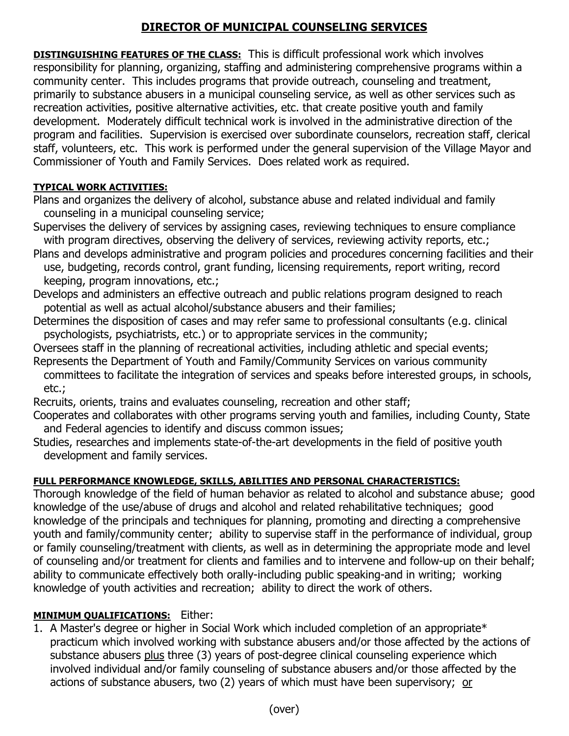# DIRECTOR OF MUNICIPAL COUNSELING SERVICES

**DISTINGUISHING FEATURES OF THE CLASS:** This is difficult professional work which involves responsibility for planning, organizing, staffing and administering comprehensive programs within a community center. This includes programs that provide outreach, counseling and treatment, primarily to substance abusers in a municipal counseling service, as well as other services such as recreation activities, positive alternative activities, etc. that create positive youth and family development. Moderately difficult technical work is involved in the administrative direction of the program and facilities. Supervision is exercised over subordinate counselors, recreation staff, clerical staff, volunteers, etc. This work is performed under the general supervision of the Village Mayor and Commissioner of Youth and Family Services. Does related work as required.

**TYPICAL WORK ACTIVITIES:**

Plans and organizes the delivery of alcohol, substance abuse and related individual and family counseling in a municipal counseling service;

Supervises the delivery of services by assigning cases, reviewing techniques to ensure compliance with program directives, observing the delivery of services, reviewing activity reports, etc.;

Plans and develops administrative and program policies and procedures concerning facilities and their use, budgeting, records control, grant funding, licensing requirements, report writing, record keeping, program innovations, etc.;

Develops and administers an effective outreach and public relations program designed to reach potential as well as actual alcohol/substance abusers and their families;

Determines the disposition of cases and may refer same to professional consultants (e.g. clinical psychologists, psychiatrists, etc.) or to appropriate services in the community;

Oversees staff in the planning of recreational activities, including athletic and special events;

Represents the Department of Youth and Family/Community Services on various community committees to facilitate the integration of services and speaks before interested groups, in schools, etc.;

Recruits, orients, trains and evaluates counseling, recreation and other staff;

Cooperates and collaborates with other programs serving youth and families, including County, State and Federal agencies to identify and discuss common issues;

Studies, researches and implements state-of-the-art developments in the field of positive youth development and family services.

**FULL PERFORMANCE KNOWLEDGE, SKILLS, ABILITIES AND PERSONAL CHARACTERISTICS:**

Thorough knowledge of the field of human behavior as related to alcohol and substance abuse; good knowledge of the use/abuse of drugs and alcohol and related rehabilitative techniques; good knowledge of the principals and techniques for planning, promoting and directing a comprehensive youth and family/community center; ability to supervise staff in the performance of individual, group or family counseling/treatment with clients, as well as in determining the appropriate mode and level of counseling and/or treatment for clients and families and to intervene and follow-up on their behalf; ability to communicate effectively both orally-including public speaking-and in writing; working knowledge of youth activities and recreation; ability to direct the work of others.

**MINIMUM QUALIFICATIONS:** Either:

1. A Master's degree or higher in Social Work which included completion of an appropriate* practicum which involved working with substance abusers and/or those affected by the actions of substance abusers plus three (3) years of post-degree clinical counseling experience which involved individual and/or family counseling of substance abusers and/or those affected by the actions of substance abusers, two (2) years of which must have been supervisory; or

(over)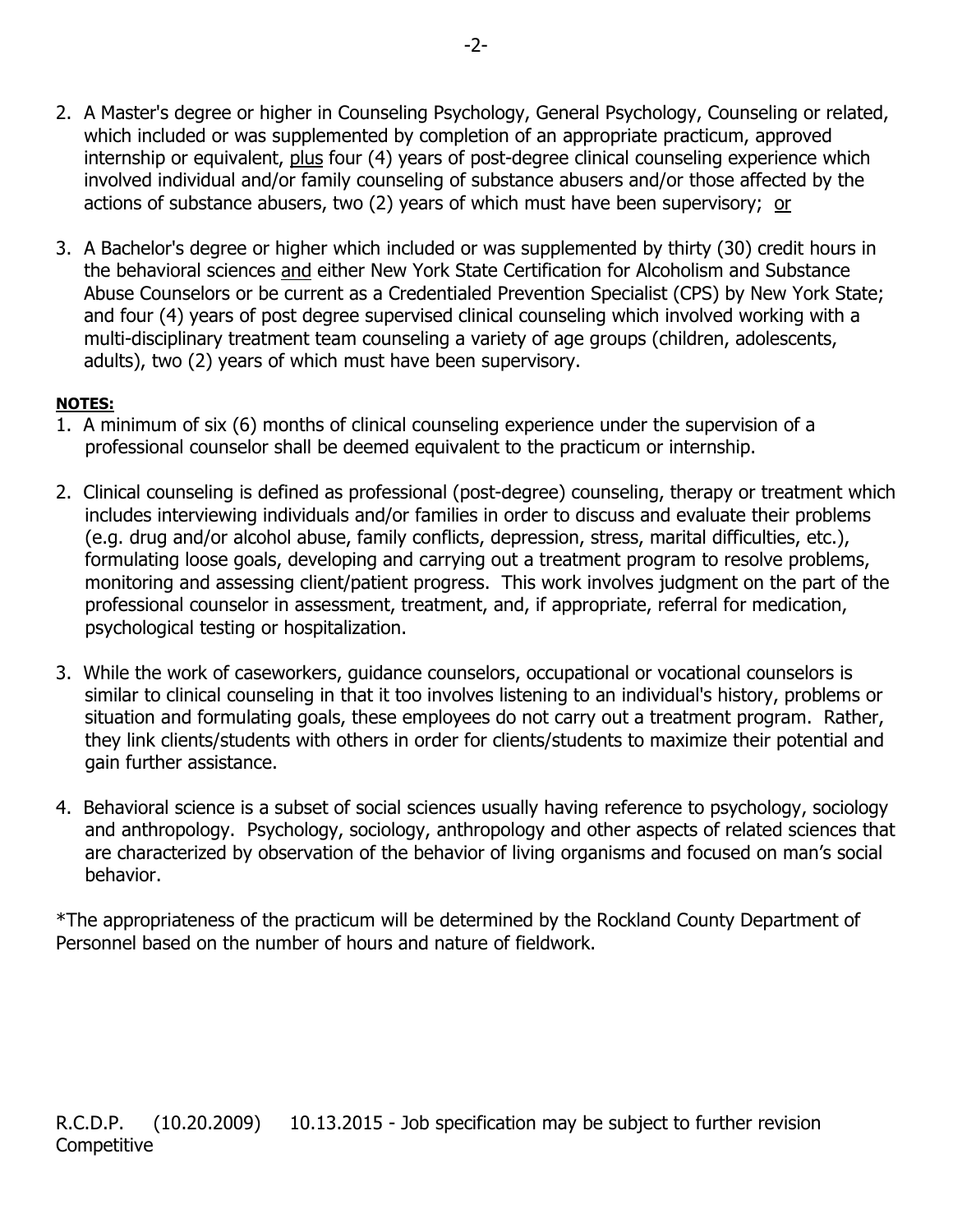2. A Master's degree or higher in Counseling Psychology, General Psychology, Counseling or related, which included or was supplemented by completion of an appropriate practicum, approved internship or equivalent, plus four (4) years of post-degree clinical counseling experience which involved individual and/or family counseling of substance abusers and/or those affected by the actions of substance abusers, two (2) years of which must have been supervisory; or

3. A Bachelor's degree or higher which included or was supplemented by thirty (30) credit hours in the behavioral sciences and either New York State Certification for Alcoholism and Substance Abuse Counselors or be current as a Credentialed Prevention Specialist (CPS) by New York State; and four (4) years of post degree supervised clinical counseling which involved working with a multi-disciplinary treatment team counseling a variety of age groups (children, adolescents, adults), two (2) years of which must have been supervisory.

**NOTES:**

1. A minimum of six (6) months of clinical counseling experience under the supervision of a professional counselor shall be deemed equivalent to the practicum or internship.

2. Clinical counseling is defined as professional (post-degree) counseling, therapy or treatment which includes interviewing individuals and/or families in order to discuss and evaluate their problems (e.g. drug and/or alcohol abuse, family conflicts, depression, stress, marital difficulties, etc.), formulating loose goals, developing and carrying out a treatment program to resolve problems, monitoring and assessing client/patient progress. This work involves judgment on the part of the professional counselor in assessment, treatment, and, if appropriate, referral for medication, psychological testing or hospitalization.

3. While the work of caseworkers, guidance counselors, occupational or vocational counselors is similar to clinical counseling in that it too involves listening to an individual's history, problems or situation and formulating goals, these employees do not carry out a treatment program. Rather, they link clients/students with others in order for clients/students to maximize their potential and gain further assistance.

4. Behavioral science is a subset of social sciences usually having reference to psychology, sociology and anthropology. Psychology, sociology, anthropology and other aspects of related sciences that are characterized by observation of the behavior of living organisms and focused on man's social behavior.

*The appropriateness of the practicum will be determined by the Rockland County Department of Personnel based on the number of hours and nature of fieldwork.

R.C.D.P. (10.20.2009) 10.13.2015 - Job specification may be subject to further revision
Competitive